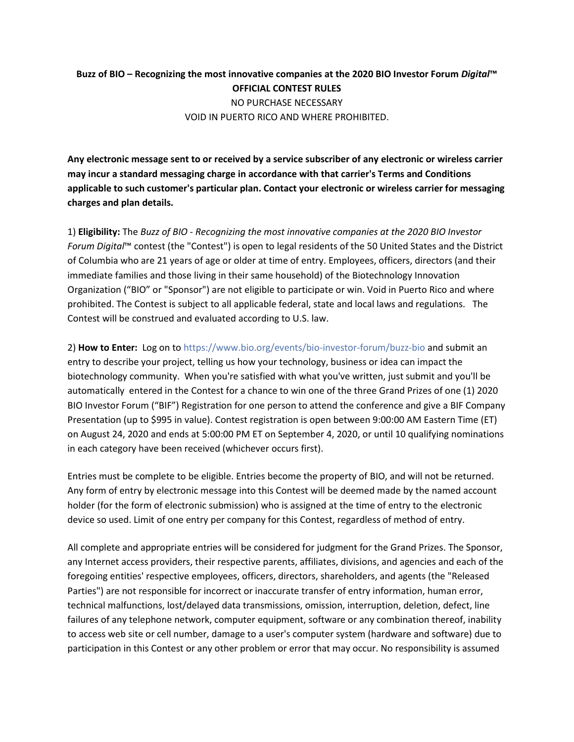**Buzz of BIO – Recognizing the most innovative companies at the 2020 BIO Investor Forum *Digital*™**
**OFFICIAL CONTEST RULES**
NO PURCHASE NECESSARY
VOID IN PUERTO RICO AND WHERE PROHIBITED.

**Any electronic message sent to or received by a service subscriber of any electronic or wireless carrier may incur a standard messaging charge in accordance with that carrier's Terms and Conditions applicable to such customer's particular plan. Contact your electronic or wireless carrier for messaging charges and plan details.**

1) **Eligibility:** The *Buzz of BIO - Recognizing the most innovative companies at the 2020 BIO Investor Forum Digital*™ contest (the "Contest") is open to legal residents of the 50 United States and the District of Columbia who are 21 years of age or older at time of entry. Employees, officers, directors (and their immediate families and those living in their same household) of the Biotechnology Innovation Organization ("BIO" or "Sponsor") are not eligible to participate or win. Void in Puerto Rico and where prohibited. The Contest is subject to all applicable federal, state and local laws and regulations. The Contest will be construed and evaluated according to U.S. law.

2) **How to Enter:** Log on to https://www.bio.org/events/bio-investor-forum/buzz-bio and submit an entry to describe your project, telling us how your technology, business or idea can impact the biotechnology community. When you're satisfied with what you've written, just submit and you'll be automatically entered in the Contest for a chance to win one of the three Grand Prizes of one (1) 2020 BIO Investor Forum ("BIF") Registration for one person to attend the conference and give a BIF Company Presentation (up to $995 in value). Contest registration is open between 9:00:00 AM Eastern Time (ET) on August 24, 2020 and ends at 5:00:00 PM ET on September 4, 2020, or until 10 qualifying nominations in each category have been received (whichever occurs first).

Entries must be complete to be eligible. Entries become the property of BIO, and will not be returned. Any form of entry by electronic message into this Contest will be deemed made by the named account holder (for the form of electronic submission) who is assigned at the time of entry to the electronic device so used. Limit of one entry per company for this Contest, regardless of method of entry.

All complete and appropriate entries will be considered for judgment for the Grand Prizes. The Sponsor, any Internet access providers, their respective parents, affiliates, divisions, and agencies and each of the foregoing entities' respective employees, officers, directors, shareholders, and agents (the "Released Parties") are not responsible for incorrect or inaccurate transfer of entry information, human error, technical malfunctions, lost/delayed data transmissions, omission, interruption, deletion, defect, line failures of any telephone network, computer equipment, software or any combination thereof, inability to access web site or cell number, damage to a user's computer system (hardware and software) due to participation in this Contest or any other problem or error that may occur. No responsibility is assumed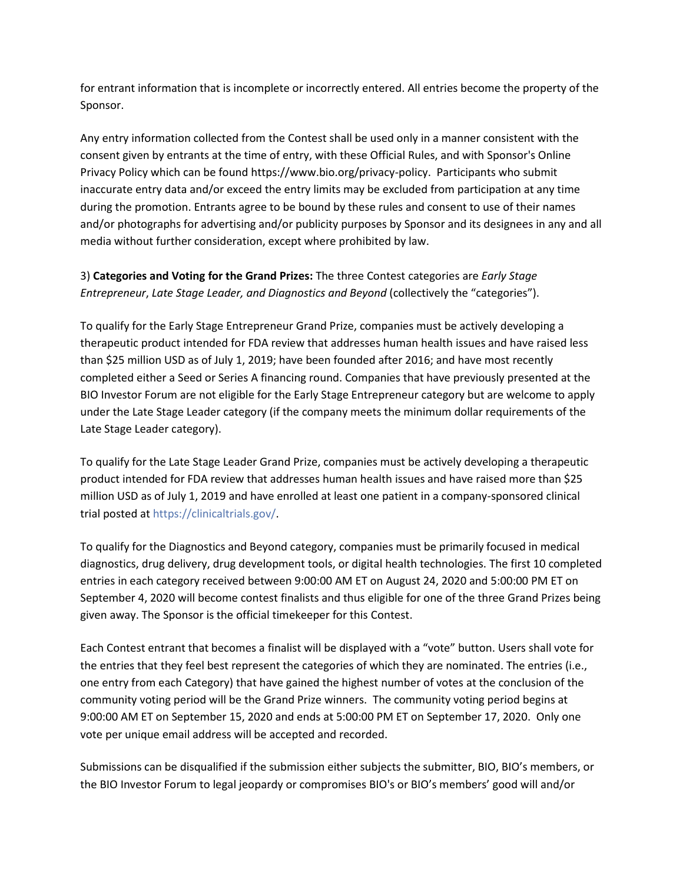for entrant information that is incomplete or incorrectly entered. All entries become the property of the Sponsor.

Any entry information collected from the Contest shall be used only in a manner consistent with the consent given by entrants at the time of entry, with these Official Rules, and with Sponsor's Online Privacy Policy which can be found https://www.bio.org/privacy-policy. Participants who submit inaccurate entry data and/or exceed the entry limits may be excluded from participation at any time during the promotion. Entrants agree to be bound by these rules and consent to use of their names and/or photographs for advertising and/or publicity purposes by Sponsor and its designees in any and all media without further consideration, except where prohibited by law.

3) **Categories and Voting for the Grand Prizes:** The three Contest categories are *Early Stage Entrepreneur*, *Late Stage Leader, and Diagnostics and Beyond* (collectively the "categories").

To qualify for the Early Stage Entrepreneur Grand Prize, companies must be actively developing a therapeutic product intended for FDA review that addresses human health issues and have raised less than $25 million USD as of July 1, 2019; have been founded after 2016; and have most recently completed either a Seed or Series A financing round. Companies that have previously presented at the BIO Investor Forum are not eligible for the Early Stage Entrepreneur category but are welcome to apply under the Late Stage Leader category (if the company meets the minimum dollar requirements of the Late Stage Leader category).

To qualify for the Late Stage Leader Grand Prize, companies must be actively developing a therapeutic product intended for FDA review that addresses human health issues and have raised more than $25 million USD as of July 1, 2019 and have enrolled at least one patient in a company-sponsored clinical trial posted at https://clinicaltrials.gov/.

To qualify for the Diagnostics and Beyond category, companies must be primarily focused in medical diagnostics, drug delivery, drug development tools, or digital health technologies. The first 10 completed entries in each category received between 9:00:00 AM ET on August 24, 2020 and 5:00:00 PM ET on September 4, 2020 will become contest finalists and thus eligible for one of the three Grand Prizes being given away. The Sponsor is the official timekeeper for this Contest.

Each Contest entrant that becomes a finalist will be displayed with a "vote" button. Users shall vote for the entries that they feel best represent the categories of which they are nominated. The entries (i.e., one entry from each Category) that have gained the highest number of votes at the conclusion of the community voting period will be the Grand Prize winners. The community voting period begins at 9:00:00 AM ET on September 15, 2020 and ends at 5:00:00 PM ET on September 17, 2020. Only one vote per unique email address will be accepted and recorded.

Submissions can be disqualified if the submission either subjects the submitter, BIO, BIO's members, or the BIO Investor Forum to legal jeopardy or compromises BIO's or BIO's members' good will and/or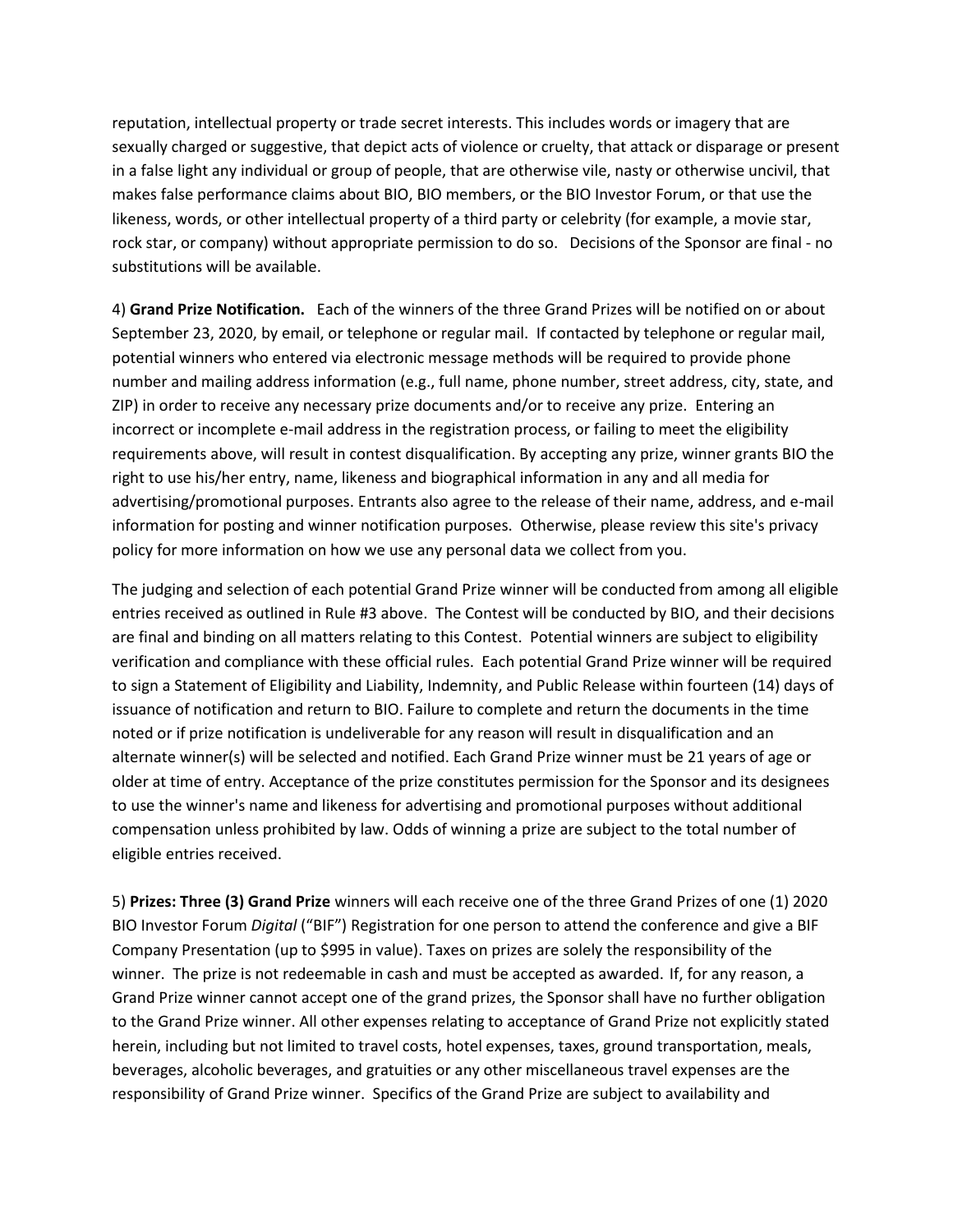reputation, intellectual property or trade secret interests. This includes words or imagery that are sexually charged or suggestive, that depict acts of violence or cruelty, that attack or disparage or present in a false light any individual or group of people, that are otherwise vile, nasty or otherwise uncivil, that makes false performance claims about BIO, BIO members, or the BIO Investor Forum, or that use the likeness, words, or other intellectual property of a third party or celebrity (for example, a movie star, rock star, or company) without appropriate permission to do so. Decisions of the Sponsor are final - no substitutions will be available.

4) **Grand Prize Notification.** Each of the winners of the three Grand Prizes will be notified on or about September 23, 2020, by email, or telephone or regular mail. If contacted by telephone or regular mail, potential winners who entered via electronic message methods will be required to provide phone number and mailing address information (e.g., full name, phone number, street address, city, state, and ZIP) in order to receive any necessary prize documents and/or to receive any prize. Entering an incorrect or incomplete e-mail address in the registration process, or failing to meet the eligibility requirements above, will result in contest disqualification. By accepting any prize, winner grants BIO the right to use his/her entry, name, likeness and biographical information in any and all media for advertising/promotional purposes. Entrants also agree to the release of their name, address, and e-mail information for posting and winner notification purposes. Otherwise, please review this site's privacy policy for more information on how we use any personal data we collect from you.

The judging and selection of each potential Grand Prize winner will be conducted from among all eligible entries received as outlined in Rule #3 above. The Contest will be conducted by BIO, and their decisions are final and binding on all matters relating to this Contest. Potential winners are subject to eligibility verification and compliance with these official rules. Each potential Grand Prize winner will be required to sign a Statement of Eligibility and Liability, Indemnity, and Public Release within fourteen (14) days of issuance of notification and return to BIO. Failure to complete and return the documents in the time noted or if prize notification is undeliverable for any reason will result in disqualification and an alternate winner(s) will be selected and notified. Each Grand Prize winner must be 21 years of age or older at time of entry. Acceptance of the prize constitutes permission for the Sponsor and its designees to use the winner's name and likeness for advertising and promotional purposes without additional compensation unless prohibited by law. Odds of winning a prize are subject to the total number of eligible entries received.

5) **Prizes: Three (3) Grand Prize** winners will each receive one of the three Grand Prizes of one (1) 2020 BIO Investor Forum *Digital* ("BIF") Registration for one person to attend the conference and give a BIF Company Presentation (up to $995 in value). Taxes on prizes are solely the responsibility of the winner. The prize is not redeemable in cash and must be accepted as awarded. If, for any reason, a Grand Prize winner cannot accept one of the grand prizes, the Sponsor shall have no further obligation to the Grand Prize winner. All other expenses relating to acceptance of Grand Prize not explicitly stated herein, including but not limited to travel costs, hotel expenses, taxes, ground transportation, meals, beverages, alcoholic beverages, and gratuities or any other miscellaneous travel expenses are the responsibility of Grand Prize winner. Specifics of the Grand Prize are subject to availability and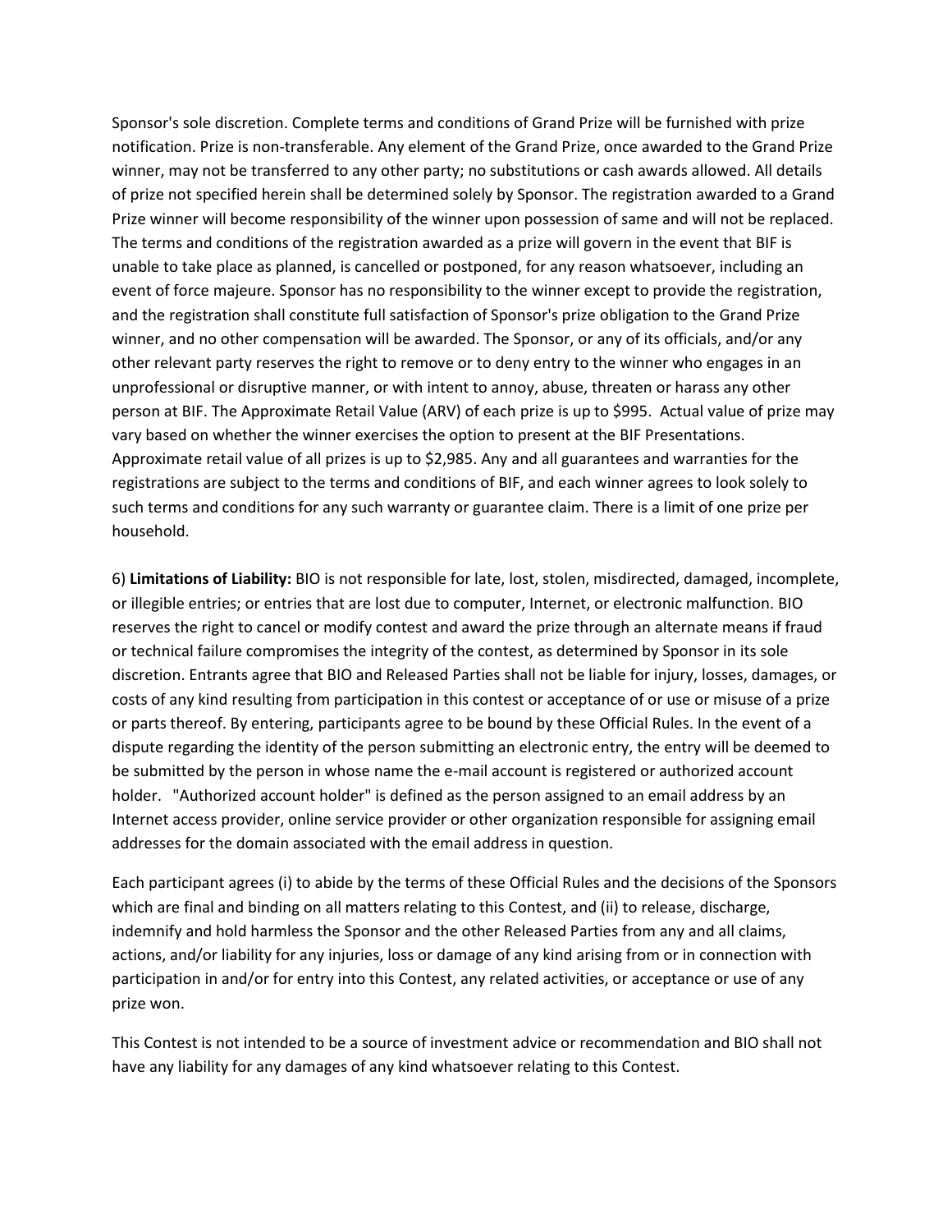Sponsor's sole discretion. Complete terms and conditions of Grand Prize will be furnished with prize notification. Prize is non-transferable. Any element of the Grand Prize, once awarded to the Grand Prize winner, may not be transferred to any other party; no substitutions or cash awards allowed. All details of prize not specified herein shall be determined solely by Sponsor. The registration awarded to a Grand Prize winner will become responsibility of the winner upon possession of same and will not be replaced. The terms and conditions of the registration awarded as a prize will govern in the event that BIF is unable to take place as planned, is cancelled or postponed, for any reason whatsoever, including an event of force majeure. Sponsor has no responsibility to the winner except to provide the registration, and the registration shall constitute full satisfaction of Sponsor's prize obligation to the Grand Prize winner, and no other compensation will be awarded. The Sponsor, or any of its officials, and/or any other relevant party reserves the right to remove or to deny entry to the winner who engages in an unprofessional or disruptive manner, or with intent to annoy, abuse, threaten or harass any other person at BIF. The Approximate Retail Value (ARV) of each prize is up to $995. Actual value of prize may vary based on whether the winner exercises the option to present at the BIF Presentations. Approximate retail value of all prizes is up to $2,985. Any and all guarantees and warranties for the registrations are subject to the terms and conditions of BIF, and each winner agrees to look solely to such terms and conditions for any such warranty or guarantee claim. There is a limit of one prize per household.

6) **Limitations of Liability:** BIO is not responsible for late, lost, stolen, misdirected, damaged, incomplete, or illegible entries; or entries that are lost due to computer, Internet, or electronic malfunction. BIO reserves the right to cancel or modify contest and award the prize through an alternate means if fraud or technical failure compromises the integrity of the contest, as determined by Sponsor in its sole discretion. Entrants agree that BIO and Released Parties shall not be liable for injury, losses, damages, or costs of any kind resulting from participation in this contest or acceptance of or use or misuse of a prize or parts thereof. By entering, participants agree to be bound by these Official Rules. In the event of a dispute regarding the identity of the person submitting an electronic entry, the entry will be deemed to be submitted by the person in whose name the e-mail account is registered or authorized account holder. "Authorized account holder" is defined as the person assigned to an email address by an Internet access provider, online service provider or other organization responsible for assigning email addresses for the domain associated with the email address in question.

Each participant agrees (i) to abide by the terms of these Official Rules and the decisions of the Sponsors which are final and binding on all matters relating to this Contest, and (ii) to release, discharge, indemnify and hold harmless the Sponsor and the other Released Parties from any and all claims, actions, and/or liability for any injuries, loss or damage of any kind arising from or in connection with participation in and/or for entry into this Contest, any related activities, or acceptance or use of any prize won.

This Contest is not intended to be a source of investment advice or recommendation and BIO shall not have any liability for any damages of any kind whatsoever relating to this Contest.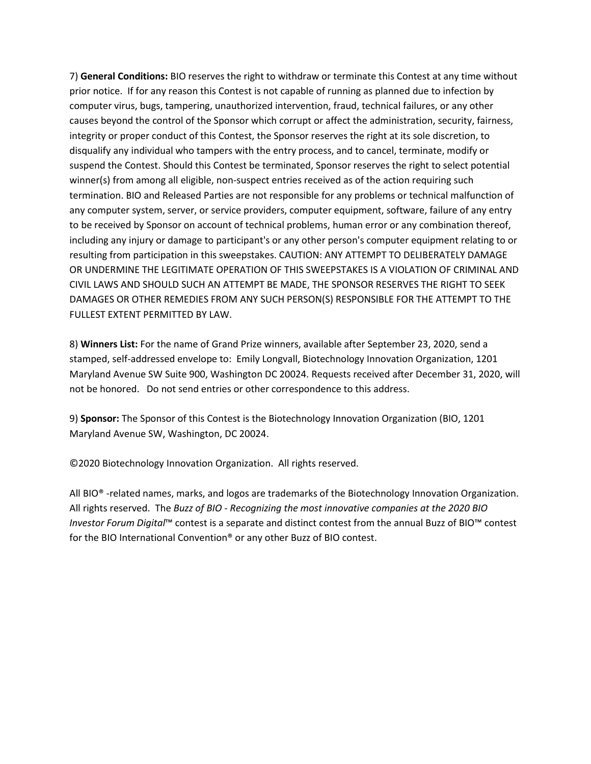7) **General Conditions:** BIO reserves the right to withdraw or terminate this Contest at any time without prior notice. If for any reason this Contest is not capable of running as planned due to infection by computer virus, bugs, tampering, unauthorized intervention, fraud, technical failures, or any other causes beyond the control of the Sponsor which corrupt or affect the administration, security, fairness, integrity or proper conduct of this Contest, the Sponsor reserves the right at its sole discretion, to disqualify any individual who tampers with the entry process, and to cancel, terminate, modify or suspend the Contest. Should this Contest be terminated, Sponsor reserves the right to select potential winner(s) from among all eligible, non-suspect entries received as of the action requiring such termination. BIO and Released Parties are not responsible for any problems or technical malfunction of any computer system, server, or service providers, computer equipment, software, failure of any entry to be received by Sponsor on account of technical problems, human error or any combination thereof, including any injury or damage to participant's or any other person's computer equipment relating to or resulting from participation in this sweepstakes. CAUTION: ANY ATTEMPT TO DELIBERATELY DAMAGE OR UNDERMINE THE LEGITIMATE OPERATION OF THIS SWEEPSTAKES IS A VIOLATION OF CRIMINAL AND CIVIL LAWS AND SHOULD SUCH AN ATTEMPT BE MADE, THE SPONSOR RESERVES THE RIGHT TO SEEK DAMAGES OR OTHER REMEDIES FROM ANY SUCH PERSON(S) RESPONSIBLE FOR THE ATTEMPT TO THE FULLEST EXTENT PERMITTED BY LAW.

8) **Winners List:** For the name of Grand Prize winners, available after September 23, 2020, send a stamped, self-addressed envelope to: Emily Longvall, Biotechnology Innovation Organization, 1201 Maryland Avenue SW Suite 900, Washington DC 20024. Requests received after December 31, 2020, will not be honored. Do not send entries or other correspondence to this address.

9) **Sponsor:** The Sponsor of this Contest is the Biotechnology Innovation Organization (BIO, 1201 Maryland Avenue SW, Washington, DC 20024.

©2020 Biotechnology Innovation Organization. All rights reserved.

All BIO® -related names, marks, and logos are trademarks of the Biotechnology Innovation Organization. All rights reserved. The *Buzz of BIO - Recognizing the most innovative companies at the 2020 BIO Investor Forum Digital*™ contest is a separate and distinct contest from the annual Buzz of BIO™ contest for the BIO International Convention® or any other Buzz of BIO contest.